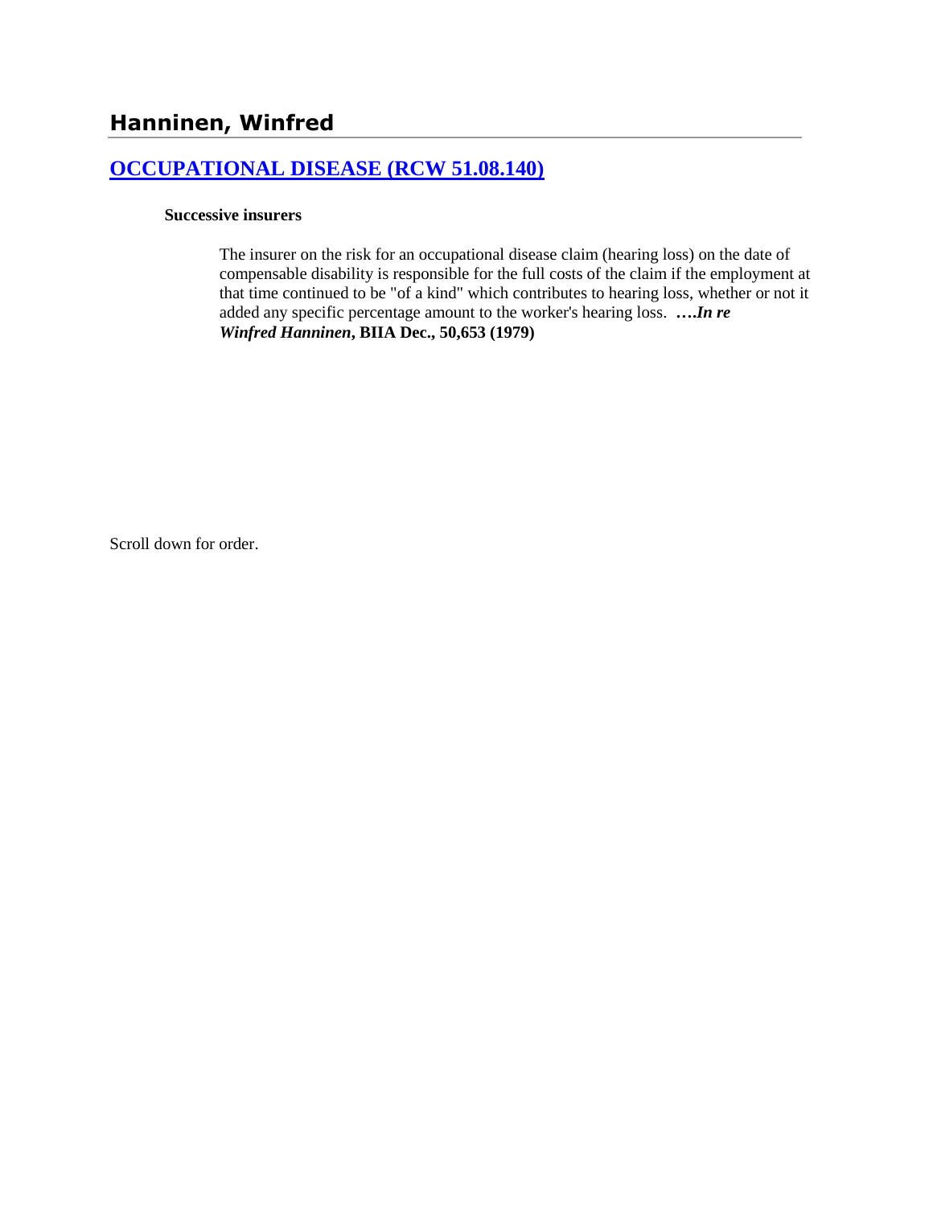# Hanninen, Winfred

## OCCUPATIONAL DISEASE (RCW 51.08.140)

**Successive insurers**

The insurer on the risk for an occupational disease claim (hearing loss) on the date of compensable disability is responsible for the full costs of the claim if the employment at that time continued to be "of a kind" which contributes to hearing loss, whether or not it added any specific percentage amount to the worker's hearing loss. ***….In re Winfred Hanninen*, BIIA Dec., 50,653 (1979)**

Scroll down for order.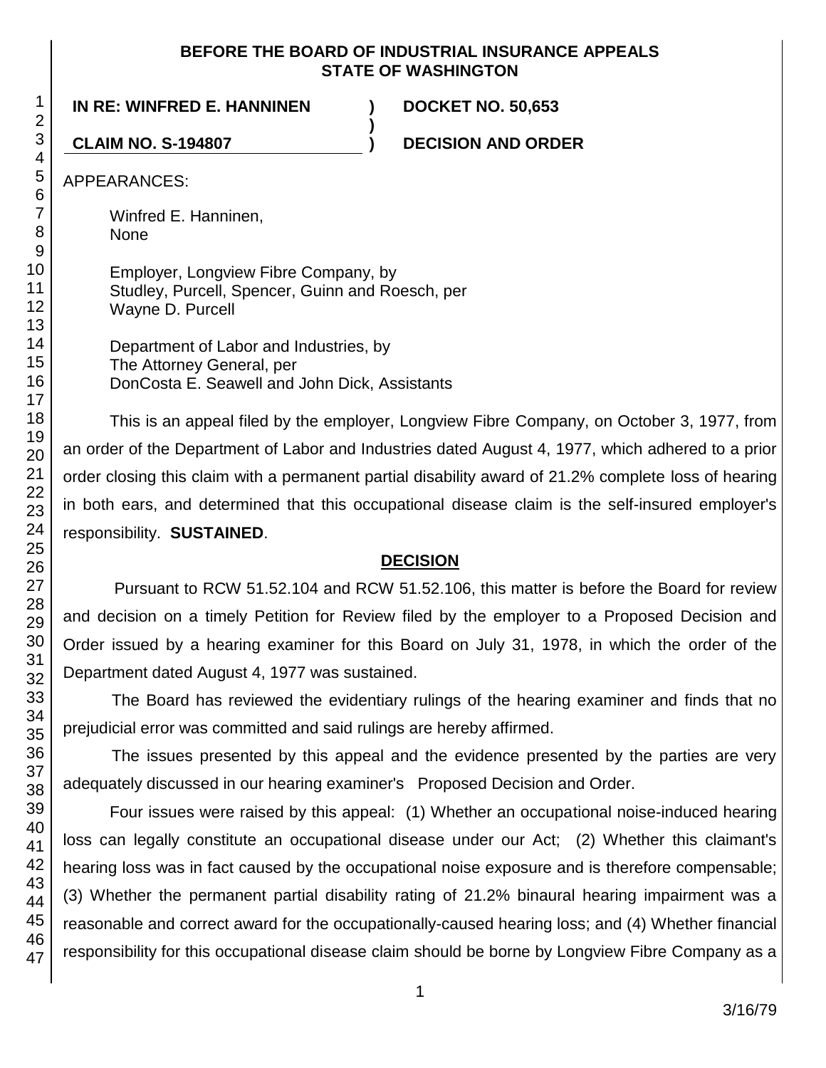**BEFORE THE BOARD OF INDUSTRIAL INSURANCE APPEALS**
**STATE OF WASHINGTON**

**IN RE: WINFRED E. HANNINEN ) DOCKET NO. 50,653**
**)**
**CLAIM NO. S-194807 ) DECISION AND ORDER**

APPEARANCES:

Winfred E. Hanninen,
None

Employer, Longview Fibre Company, by
Studley, Purcell, Spencer, Guinn and Roesch, per
Wayne D. Purcell

Department of Labor and Industries, by
The Attorney General, per
DonCosta E. Seawell and John Dick, Assistants

This is an appeal filed by the employer, Longview Fibre Company, on October 3, 1977, from an order of the Department of Labor and Industries dated August 4, 1977, which adhered to a prior order closing this claim with a permanent partial disability award of 21.2% complete loss of hearing in both ears, and determined that this occupational disease claim is the self-insured employer's responsibility. **SUSTAINED**.

## DECISION

Pursuant to RCW 51.52.104 and RCW 51.52.106, this matter is before the Board for review and decision on a timely Petition for Review filed by the employer to a Proposed Decision and Order issued by a hearing examiner for this Board on July 31, 1978, in which the order of the Department dated August 4, 1977 was sustained.

The Board has reviewed the evidentiary rulings of the hearing examiner and finds that no prejudicial error was committed and said rulings are hereby affirmed.

The issues presented by this appeal and the evidence presented by the parties are very adequately discussed in our hearing examiner's Proposed Decision and Order.

Four issues were raised by this appeal: (1) Whether an occupational noise-induced hearing loss can legally constitute an occupational disease under our Act; (2) Whether this claimant's hearing loss was in fact caused by the occupational noise exposure and is therefore compensable; (3) Whether the permanent partial disability rating of 21.2% binaural hearing impairment was a reasonable and correct award for the occupationally-caused hearing loss; and (4) Whether financial responsibility for this occupational disease claim should be borne by Longview Fibre Company as a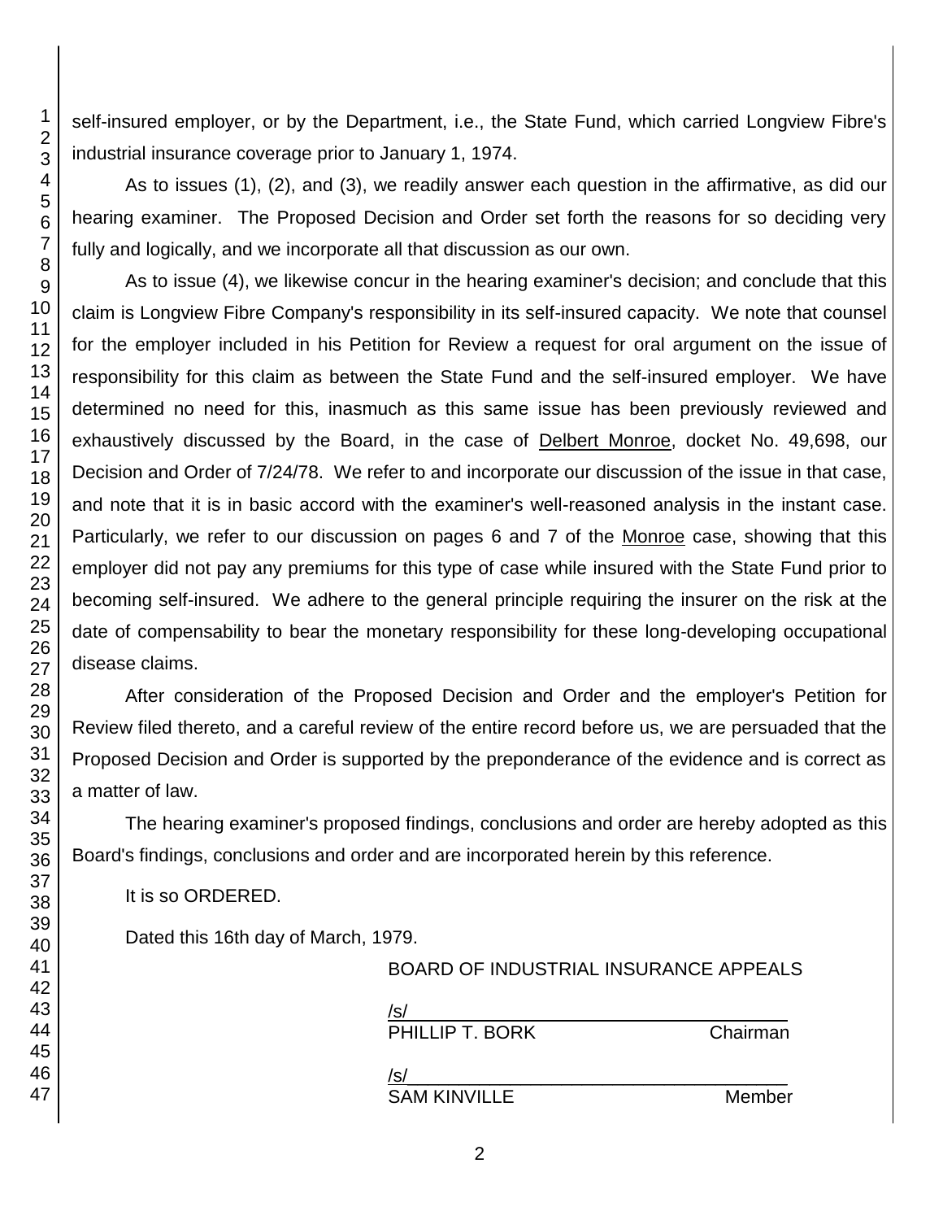self-insured employer, or by the Department, i.e., the State Fund, which carried Longview Fibre's industrial insurance coverage prior to January 1, 1974.

As to issues (1), (2), and (3), we readily answer each question in the affirmative, as did our hearing examiner. The Proposed Decision and Order set forth the reasons for so deciding very fully and logically, and we incorporate all that discussion as our own.

As to issue (4), we likewise concur in the hearing examiner's decision; and conclude that this claim is Longview Fibre Company's responsibility in its self-insured capacity. We note that counsel for the employer included in his Petition for Review a request for oral argument on the issue of responsibility for this claim as between the State Fund and the self-insured employer. We have determined no need for this, inasmuch as this same issue has been previously reviewed and exhaustively discussed by the Board, in the case of Delbert Monroe, docket No. 49,698, our Decision and Order of 7/24/78. We refer to and incorporate our discussion of the issue in that case, and note that it is in basic accord with the examiner's well-reasoned analysis in the instant case. Particularly, we refer to our discussion on pages 6 and 7 of the Monroe case, showing that this employer did not pay any premiums for this type of case while insured with the State Fund prior to becoming self-insured. We adhere to the general principle requiring the insurer on the risk at the date of compensability to bear the monetary responsibility for these long-developing occupational disease claims.

After consideration of the Proposed Decision and Order and the employer's Petition for Review filed thereto, and a careful review of the entire record before us, we are persuaded that the Proposed Decision and Order is supported by the preponderance of the evidence and is correct as a matter of law.

The hearing examiner's proposed findings, conclusions and order are hereby adopted as this Board's findings, conclusions and order and are incorporated herein by this reference.

It is so ORDERED.

Dated this 16th day of March, 1979.

BOARD OF INDUSTRIAL INSURANCE APPEALS

/s/
PHILLIP T. BORK Chairman

/s/
SAM KINVILLE Member